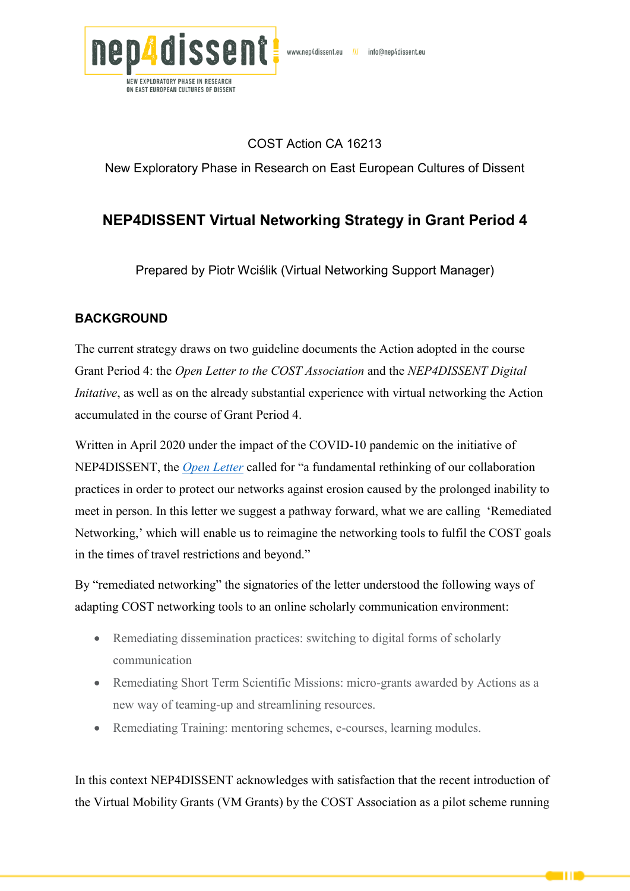COST Action CA 16213

New Exploratory Phase in Research on East European Cultures of Dissent

## NEP4DISSENT Virtual Networking Strategy in Grant Period 4

Prepared by Piotr Wciślik (Virtual Networking Support Manager)

### BACKGROUND

The current strategy draws on two guideline documents the Action adopted in the course Grant Period 4: the *Open Letter to the COST Association* and the *NEP4DISSENT Digital Initative*, as well as on the already substantial experience with virtual networking the Action accumulated in the course of Grant Period 4.

Written in April 2020 under the impact of the COVID-10 pandemic on the initiative of NEP4DISSENT, the *Open Letter* called for "a fundamental rethinking of our collaboration practices in order to protect our networks against erosion caused by the prolonged inability to meet in person. In this letter we suggest a pathway forward, what we are calling 'Remediated Networking,' which will enable us to reimagine the networking tools to fulfil the COST goals in the times of travel restrictions and beyond."

By "remediated networking" the signatories of the letter understood the following ways of adapting COST networking tools to an online scholarly communication environment:

- Remediating dissemination practices: switching to digital forms of scholarly communication
- Remediating Short Term Scientific Missions: micro-grants awarded by Actions as a new way of teaming-up and streamlining resources.
- Remediating Training: mentoring schemes, e-courses, learning modules.

In this context NEP4DISSENT acknowledges with satisfaction that the recent introduction of the Virtual Mobility Grants (VM Grants) by the COST Association as a pilot scheme running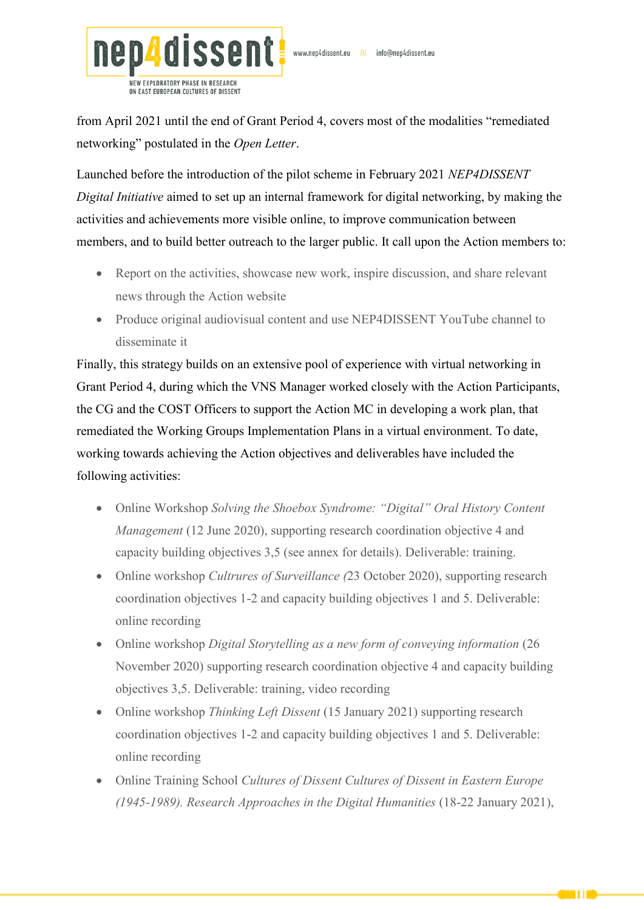from April 2021 until the end of Grant Period 4, covers most of the modalities "remediated networking" postulated in the *Open Letter*.

Launched before the introduction of the pilot scheme in February 2021 *NEP4DISSENT Digital Initiative* aimed to set up an internal framework for digital networking, by making the activities and achievements more visible online, to improve communication between members, and to build better outreach to the larger public. It call upon the Action members to:

- Report on the activities, showcase new work, inspire discussion, and share relevant news through the Action website
- Produce original audiovisual content and use NEP4DISSENT YouTube channel to disseminate it

Finally, this strategy builds on an extensive pool of experience with virtual networking in Grant Period 4, during which the VNS Manager worked closely with the Action Participants, the CG and the COST Officers to support the Action MC in developing a work plan, that remediated the Working Groups Implementation Plans in a virtual environment. To date, working towards achieving the Action objectives and deliverables have included the following activities:

- Online Workshop *Solving the Shoebox Syndrome: "Digital" Oral History Content Management* (12 June 2020), supporting research coordination objective 4 and capacity building objectives 3,5 (see annex for details). Deliverable: training.
- Online workshop *Cultrures of Surveillance (*23 October 2020), supporting research coordination objectives 1-2 and capacity building objectives 1 and 5. Deliverable: online recording
- Online workshop *Digital Storytelling as a new form of conveying information* (26 November 2020) supporting research coordination objective 4 and capacity building objectives 3,5. Deliverable: training, video recording
- Online workshop *Thinking Left Dissent* (15 January 2021) supporting research coordination objectives 1-2 and capacity building objectives 1 and 5. Deliverable: online recording
- Online Training School *Cultures of Dissent Cultures of Dissent in Eastern Europe (1945-1989). Research Approaches in the Digital Humanities* (18-22 January 2021),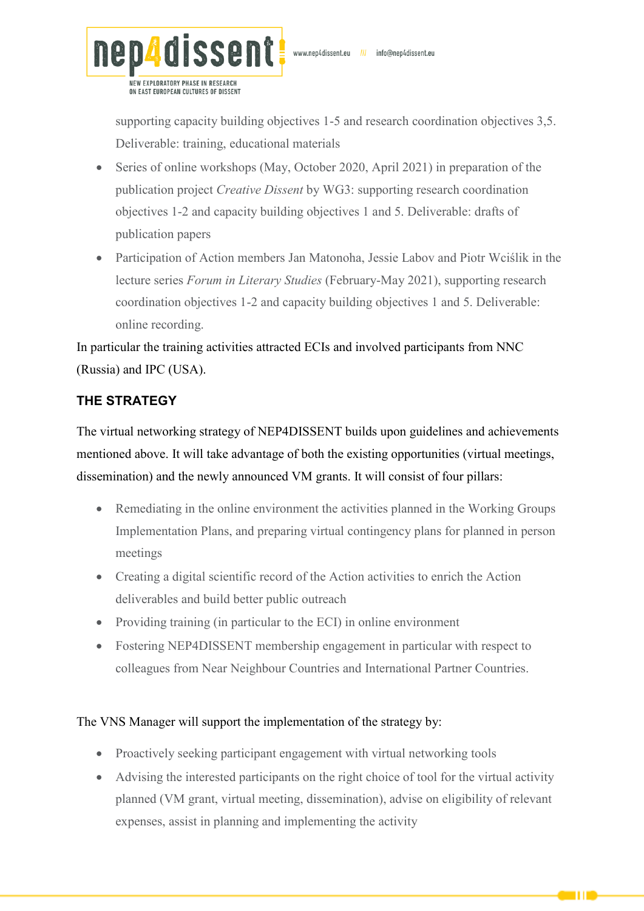supporting capacity building objectives 1-5 and research coordination objectives 3,5. Deliverable: training, educational materials

- Series of online workshops (May, October 2020, April 2021) in preparation of the publication project *Creative Dissent* by WG3: supporting research coordination objectives 1-2 and capacity building objectives 1 and 5. Deliverable: drafts of publication papers
- Participation of Action members Jan Matonoha, Jessie Labov and Piotr Wciślik in the lecture series *Forum in Literary Studies* (February-May 2021), supporting research coordination objectives 1-2 and capacity building objectives 1 and 5. Deliverable: online recording.

In particular the training activities attracted ECIs and involved participants from NNC (Russia) and IPC (USA).

## THE STRATEGY

The virtual networking strategy of NEP4DISSENT builds upon guidelines and achievements mentioned above. It will take advantage of both the existing opportunities (virtual meetings, dissemination) and the newly announced VM grants. It will consist of four pillars:

- Remediating in the online environment the activities planned in the Working Groups Implementation Plans, and preparing virtual contingency plans for planned in person meetings
- Creating a digital scientific record of the Action activities to enrich the Action deliverables and build better public outreach
- Providing training (in particular to the ECI) in online environment
- Fostering NEP4DISSENT membership engagement in particular with respect to colleagues from Near Neighbour Countries and International Partner Countries.

The VNS Manager will support the implementation of the strategy by:

- Proactively seeking participant engagement with virtual networking tools
- Advising the interested participants on the right choice of tool for the virtual activity planned (VM grant, virtual meeting, dissemination), advise on eligibility of relevant expenses, assist in planning and implementing the activity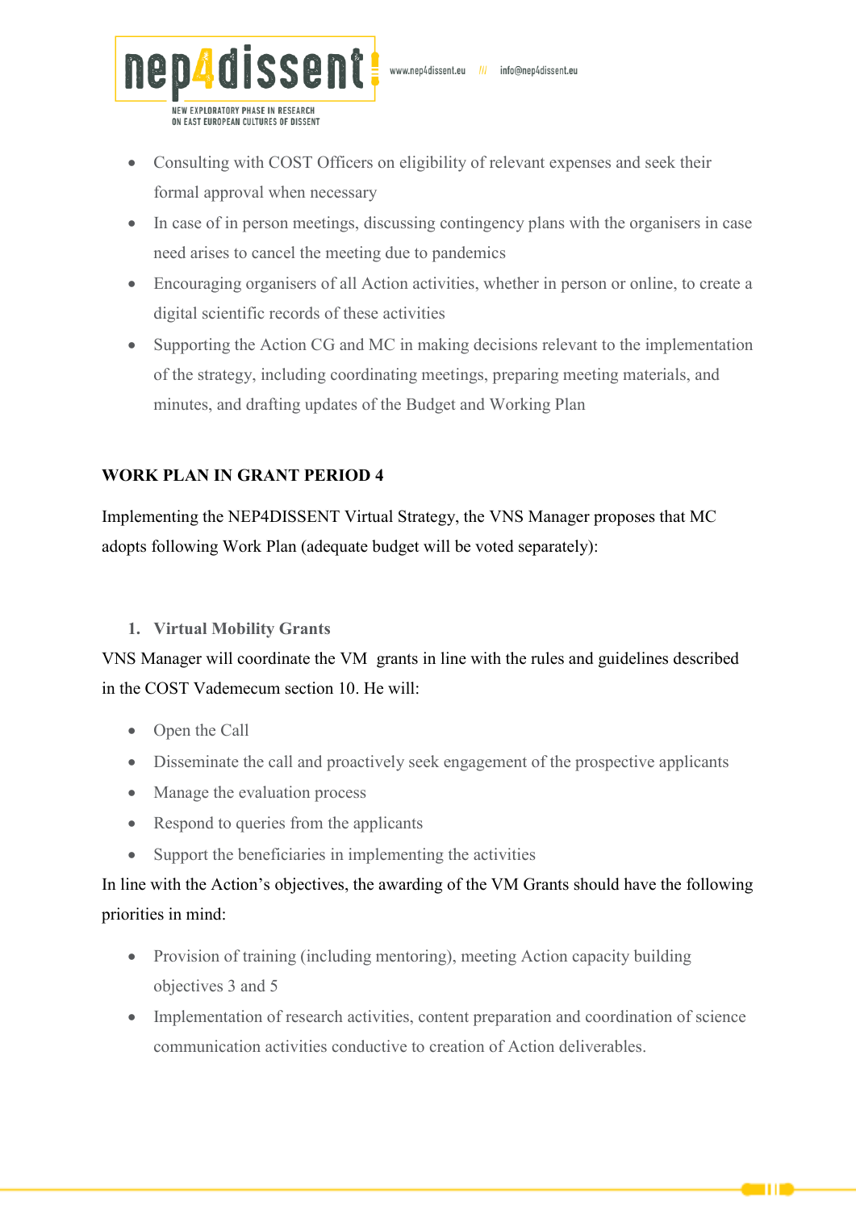- Consulting with COST Officers on eligibility of relevant expenses and seek their formal approval when necessary
- In case of in person meetings, discussing contingency plans with the organisers in case need arises to cancel the meeting due to pandemics
- Encouraging organisers of all Action activities, whether in person or online, to create a digital scientific records of these activities
- Supporting the Action CG and MC in making decisions relevant to the implementation of the strategy, including coordinating meetings, preparing meeting materials, and minutes, and drafting updates of the Budget and Working Plan

**WORK PLAN IN GRANT PERIOD 4**

Implementing the NEP4DISSENT Virtual Strategy, the VNS Manager proposes that MC adopts following Work Plan (adequate budget will be voted separately):

1. **Virtual Mobility Grants**

VNS Manager will coordinate the VM grants in line with the rules and guidelines described in the COST Vademecum section 10. He will:

- Open the Call
- Disseminate the call and proactively seek engagement of the prospective applicants
- Manage the evaluation process
- Respond to queries from the applicants
- Support the beneficiaries in implementing the activities

In line with the Action's objectives, the awarding of the VM Grants should have the following priorities in mind:

- Provision of training (including mentoring), meeting Action capacity building objectives 3 and 5
- Implementation of research activities, content preparation and coordination of science communication activities conductive to creation of Action deliverables.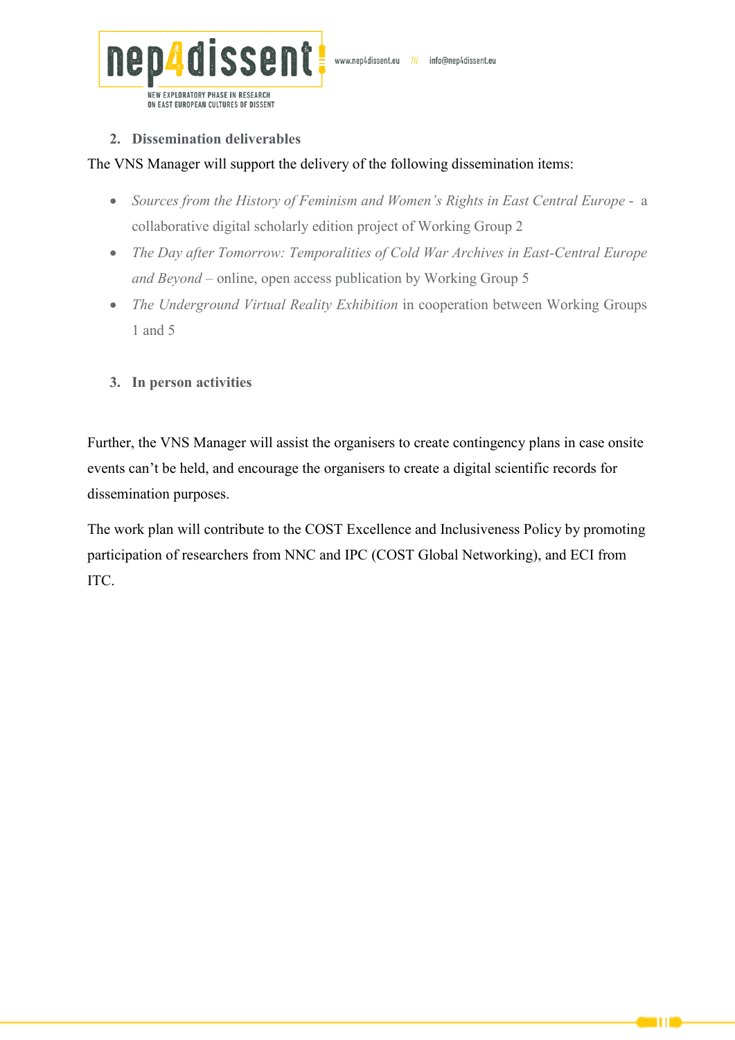2. **Dissemination deliverables**

The VNS Manager will support the delivery of the following dissemination items:

- *Sources from the History of Feminism and Women's Rights in East Central Europe* - a collaborative digital scholarly edition project of Working Group 2
- *The Day after Tomorrow: Temporalities of Cold War Archives in East-Central Europe and Beyond* – online, open access publication by Working Group 5
- *The Underground Virtual Reality Exhibition* in cooperation between Working Groups 1 and 5

3. **In person activities**

Further, the VNS Manager will assist the organisers to create contingency plans in case onsite events can't be held, and encourage the organisers to create a digital scientific records for dissemination purposes.

The work plan will contribute to the COST Excellence and Inclusiveness Policy by promoting participation of researchers from NNC and IPC (COST Global Networking), and ECI from ITC.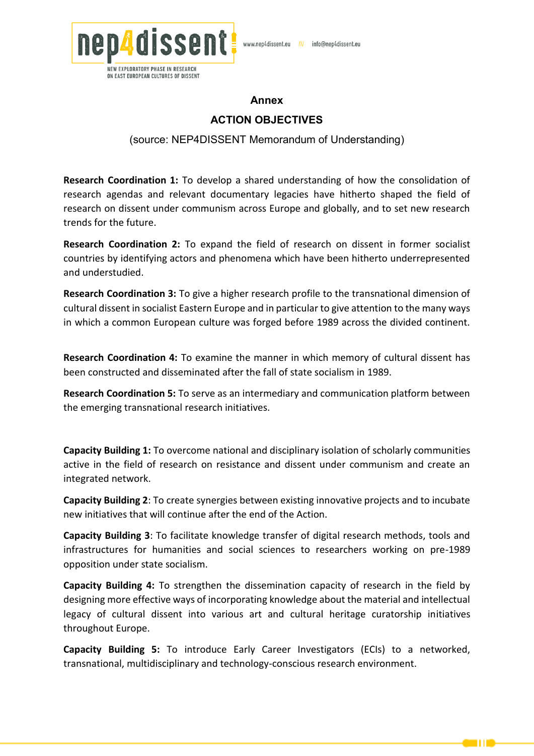## Annex

## ACTION OBJECTIVES

(source: NEP4DISSENT Memorandum of Understanding)

**Research Coordination 1:** To develop a shared understanding of how the consolidation of research agendas and relevant documentary legacies have hitherto shaped the field of research on dissent under communism across Europe and globally, and to set new research trends for the future.

**Research Coordination 2:** To expand the field of research on dissent in former socialist countries by identifying actors and phenomena which have been hitherto underrepresented and understudied.

**Research Coordination 3:** To give a higher research profile to the transnational dimension of cultural dissent in socialist Eastern Europe and in particular to give attention to the many ways in which a common European culture was forged before 1989 across the divided continent.

**Research Coordination 4:** To examine the manner in which memory of cultural dissent has been constructed and disseminated after the fall of state socialism in 1989.

**Research Coordination 5:** To serve as an intermediary and communication platform between the emerging transnational research initiatives.

**Capacity Building 1:** To overcome national and disciplinary isolation of scholarly communities active in the field of research on resistance and dissent under communism and create an integrated network.

**Capacity Building 2**: To create synergies between existing innovative projects and to incubate new initiatives that will continue after the end of the Action.

**Capacity Building 3**: To facilitate knowledge transfer of digital research methods, tools and infrastructures for humanities and social sciences to researchers working on pre-1989 opposition under state socialism.

**Capacity Building 4:** To strengthen the dissemination capacity of research in the field by designing more effective ways of incorporating knowledge about the material and intellectual legacy of cultural dissent into various art and cultural heritage curatorship initiatives throughout Europe.

**Capacity Building 5:** To introduce Early Career Investigators (ECIs) to a networked, transnational, multidisciplinary and technology-conscious research environment.